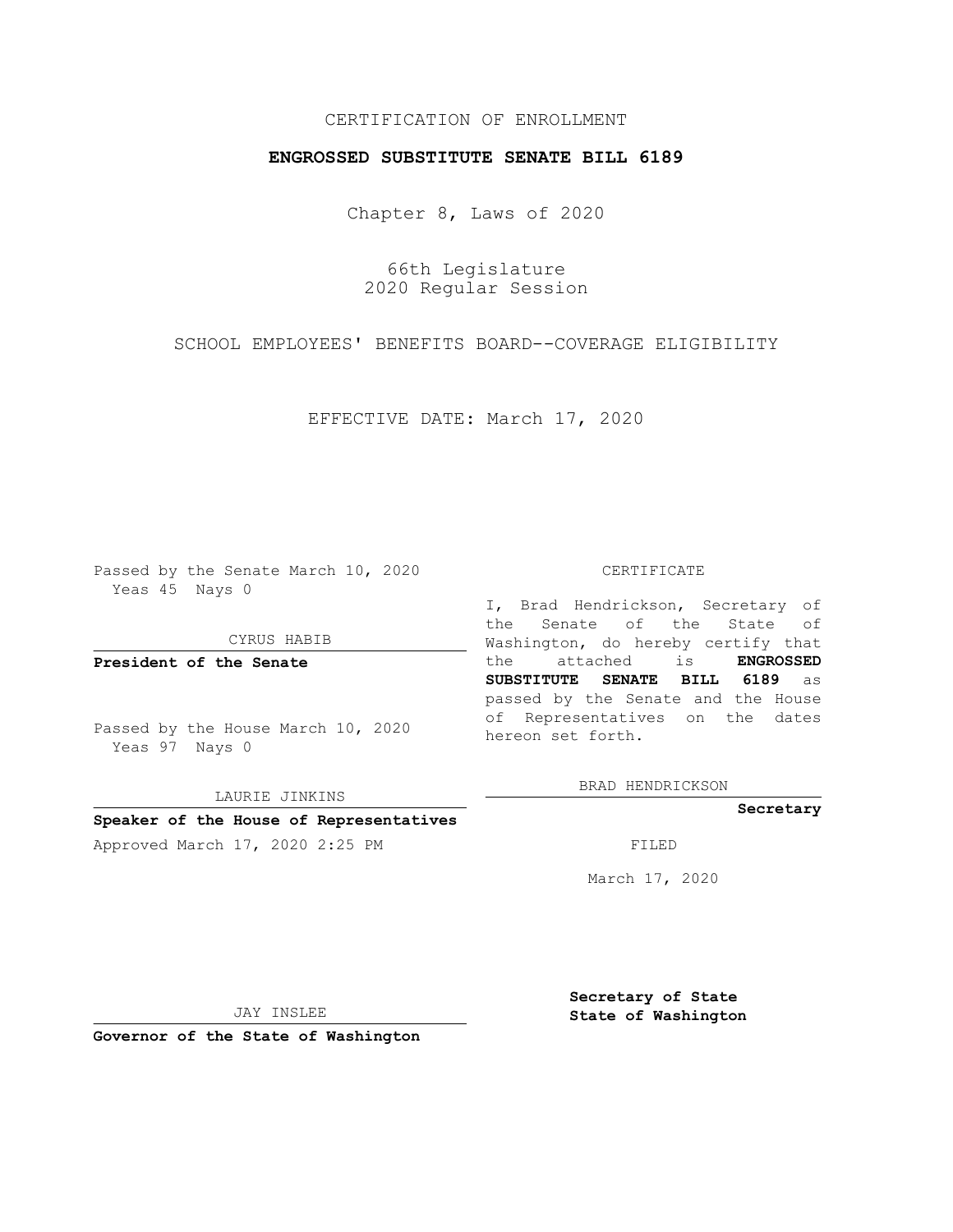CERTIFICATION OF ENROLLMENT

**ENGROSSED SUBSTITUTE SENATE BILL 6189**

Chapter 8, Laws of 2020

66th Legislature
2020 Regular Session

SCHOOL EMPLOYEES' BENEFITS BOARD--COVERAGE ELIGIBILITY

EFFECTIVE DATE: March 17, 2020

Passed by the Senate March 10, 2020
Yeas 45 Nays 0

CYRUS HABIB

**President of the Senate**

Passed by the House March 10, 2020
Yeas 97 Nays 0

LAURIE JINKINS

**Speaker of the House of Representatives**

Approved March 17, 2020 2:25 PM

JAY INSLEE

**Governor of the State of Washington**

CERTIFICATE

I, Brad Hendrickson, Secretary of the Senate of the State of Washington, do hereby certify that the attached is **ENGROSSED SUBSTITUTE SENATE BILL 6189** as passed by the Senate and the House of Representatives on the dates hereon set forth.

BRAD HENDRICKSON

**Secretary**

FILED

March 17, 2020

**Secretary of State**
**State of Washington**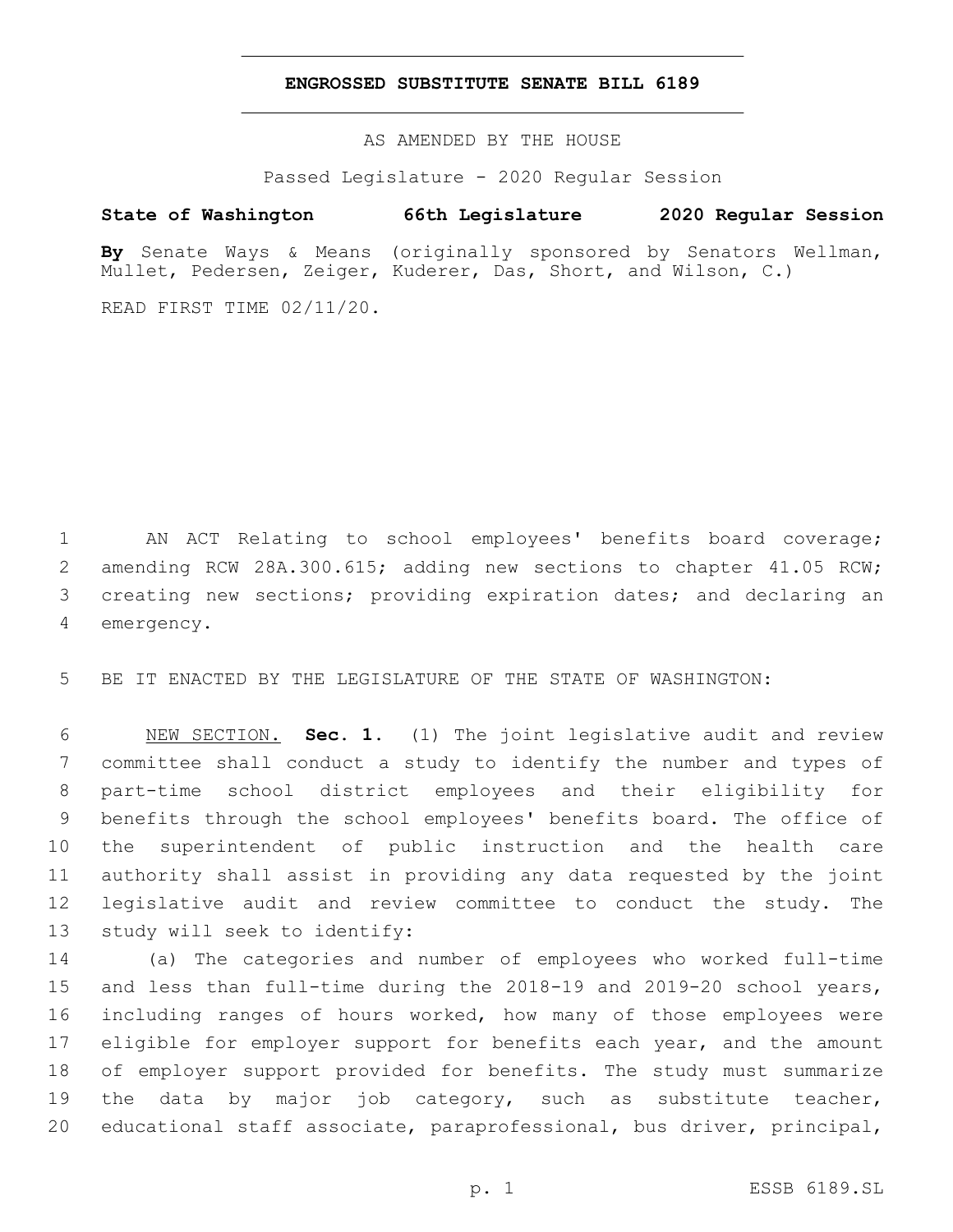**ENGROSSED SUBSTITUTE SENATE BILL 6189**

AS AMENDED BY THE HOUSE

Passed Legislature - 2020 Regular Session

**State of Washington 66th Legislature 2020 Regular Session**

**By** Senate Ways & Means (originally sponsored by Senators Wellman, Mullet, Pedersen, Zeiger, Kuderer, Das, Short, and Wilson, C.)

READ FIRST TIME 02/11/20.

AN ACT Relating to school employees' benefits board coverage; amending RCW 28A.300.615; adding new sections to chapter 41.05 RCW; creating new sections; providing expiration dates; and declaring an emergency.

BE IT ENACTED BY THE LEGISLATURE OF THE STATE OF WASHINGTON:

NEW SECTION. **Sec. 1.** (1) The joint legislative audit and review committee shall conduct a study to identify the number and types of part-time school district employees and their eligibility for benefits through the school employees' benefits board. The office of the superintendent of public instruction and the health care authority shall assist in providing any data requested by the joint legislative audit and review committee to conduct the study. The study will seek to identify:

(a) The categories and number of employees who worked full-time and less than full-time during the 2018-19 and 2019-20 school years, including ranges of hours worked, how many of those employees were eligible for employer support for benefits each year, and the amount of employer support provided for benefits. The study must summarize the data by major job category, such as substitute teacher, educational staff associate, paraprofessional, bus driver, principal,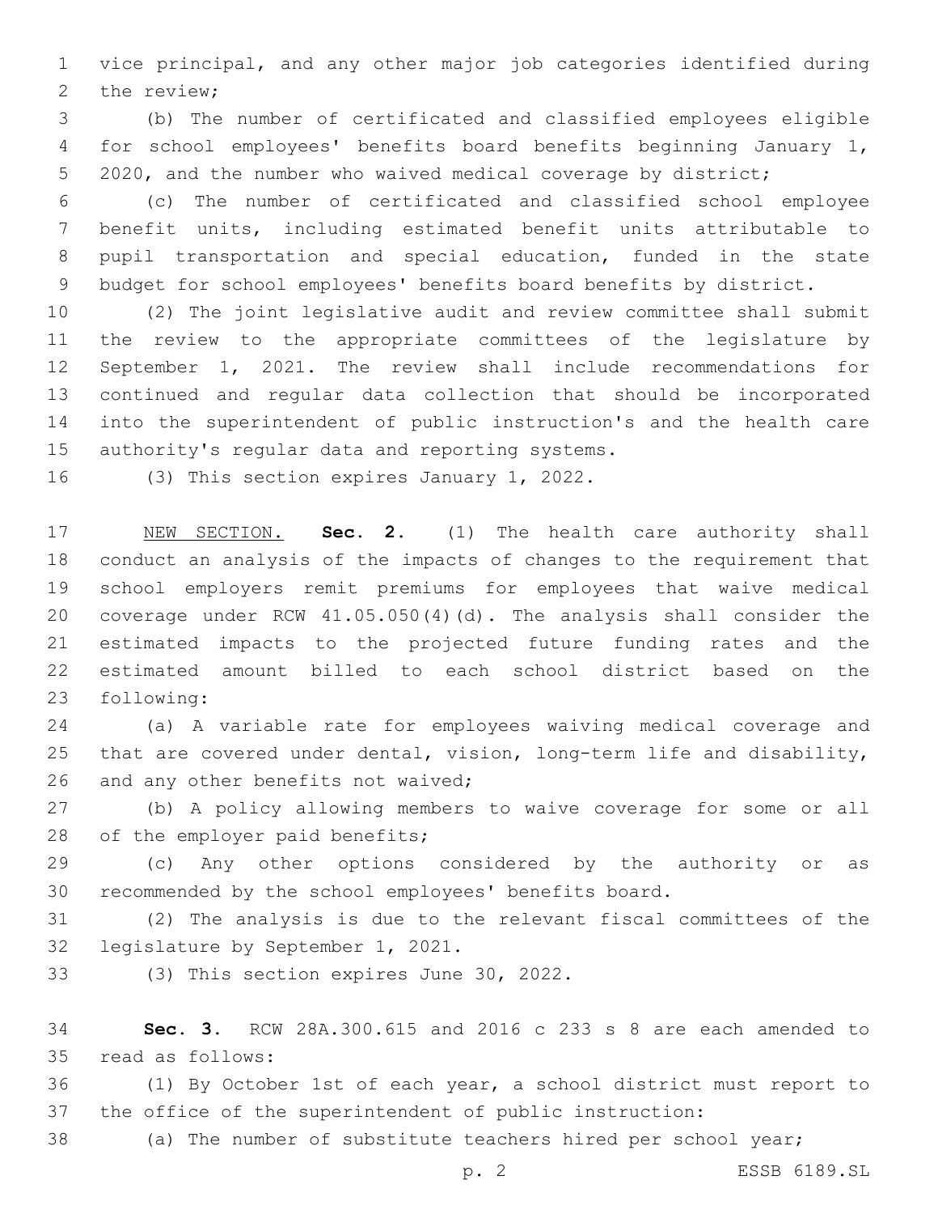vice principal, and any other major job categories identified during the review;

(b) The number of certificated and classified employees eligible for school employees' benefits board benefits beginning January 1, 2020, and the number who waived medical coverage by district;

(c) The number of certificated and classified school employee benefit units, including estimated benefit units attributable to pupil transportation and special education, funded in the state budget for school employees' benefits board benefits by district.

(2) The joint legislative audit and review committee shall submit the review to the appropriate committees of the legislature by September 1, 2021. The review shall include recommendations for continued and regular data collection that should be incorporated into the superintendent of public instruction's and the health care authority's regular data and reporting systems.

(3) This section expires January 1, 2022.

NEW SECTION. **Sec. 2.** (1) The health care authority shall conduct an analysis of the impacts of changes to the requirement that school employers remit premiums for employees that waive medical coverage under RCW 41.05.050(4)(d). The analysis shall consider the estimated impacts to the projected future funding rates and the estimated amount billed to each school district based on the following:

(a) A variable rate for employees waiving medical coverage and that are covered under dental, vision, long-term life and disability, and any other benefits not waived;

(b) A policy allowing members to waive coverage for some or all of the employer paid benefits;

(c) Any other options considered by the authority or as recommended by the school employees' benefits board.

(2) The analysis is due to the relevant fiscal committees of the legislature by September 1, 2021.

(3) This section expires June 30, 2022.

**Sec. 3.** RCW 28A.300.615 and 2016 c 233 s 8 are each amended to read as follows:

(1) By October 1st of each year, a school district must report to the office of the superintendent of public instruction:

(a) The number of substitute teachers hired per school year;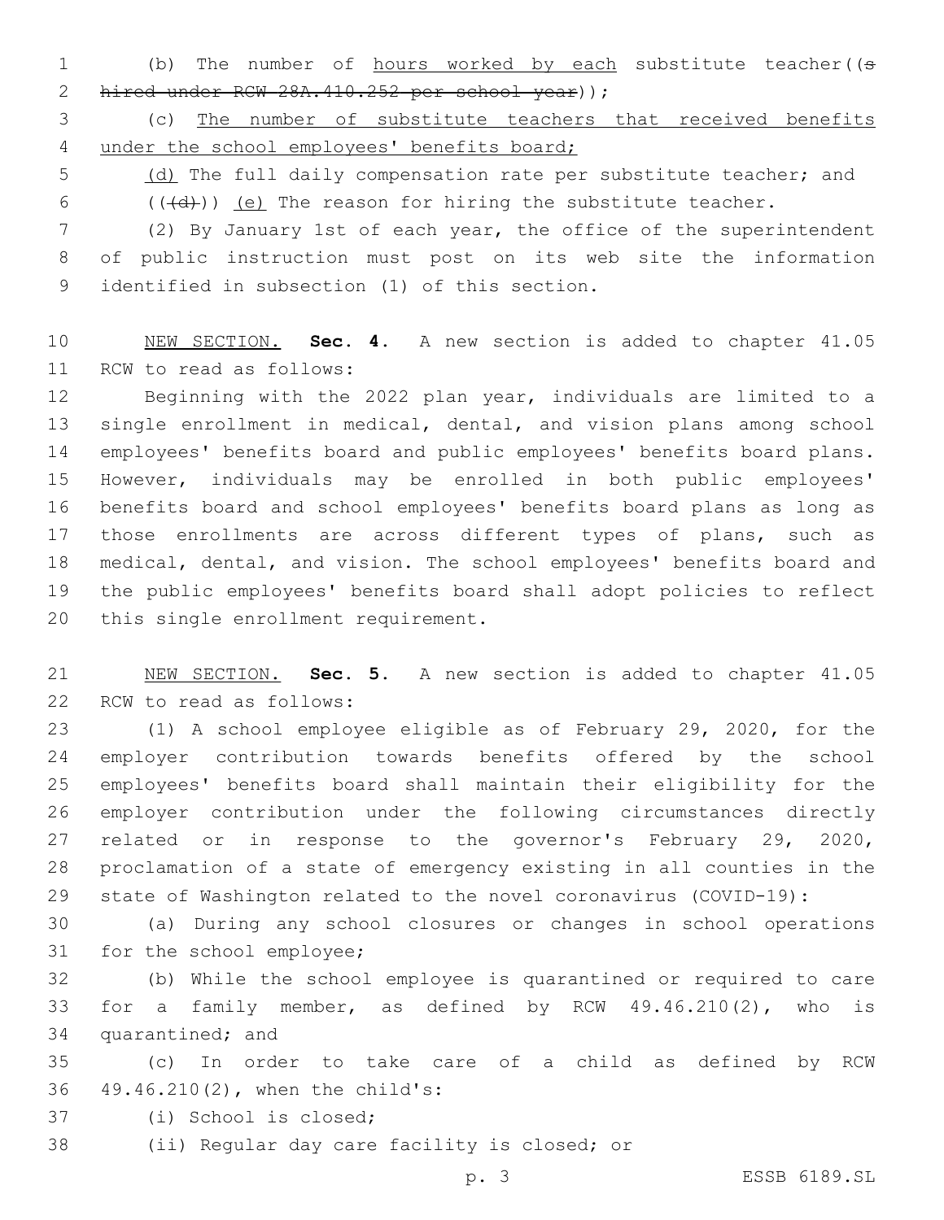(b) The number of hours worked by each substitute teacher((s hired under RCW 28A.410.252 per school year));

(c) The number of substitute teachers that received benefits under the school employees' benefits board;

(d) The full daily compensation rate per substitute teacher; and

(((d))) (e) The reason for hiring the substitute teacher.

(2) By January 1st of each year, the office of the superintendent of public instruction must post on its web site the information identified in subsection (1) of this section.

NEW SECTION. **Sec. 4.** A new section is added to chapter 41.05 RCW to read as follows:

Beginning with the 2022 plan year, individuals are limited to a single enrollment in medical, dental, and vision plans among school employees' benefits board and public employees' benefits board plans. However, individuals may be enrolled in both public employees' benefits board and school employees' benefits board plans as long as those enrollments are across different types of plans, such as medical, dental, and vision. The school employees' benefits board and the public employees' benefits board shall adopt policies to reflect this single enrollment requirement.

NEW SECTION. **Sec. 5.** A new section is added to chapter 41.05 RCW to read as follows:

(1) A school employee eligible as of February 29, 2020, for the employer contribution towards benefits offered by the school employees' benefits board shall maintain their eligibility for the employer contribution under the following circumstances directly related or in response to the governor's February 29, 2020, proclamation of a state of emergency existing in all counties in the state of Washington related to the novel coronavirus (COVID-19):

(a) During any school closures or changes in school operations for the school employee;

(b) While the school employee is quarantined or required to care for a family member, as defined by RCW 49.46.210(2), who is quarantined; and

(c) In order to take care of a child as defined by RCW 49.46.210(2), when the child's:

(i) School is closed;

(ii) Regular day care facility is closed; or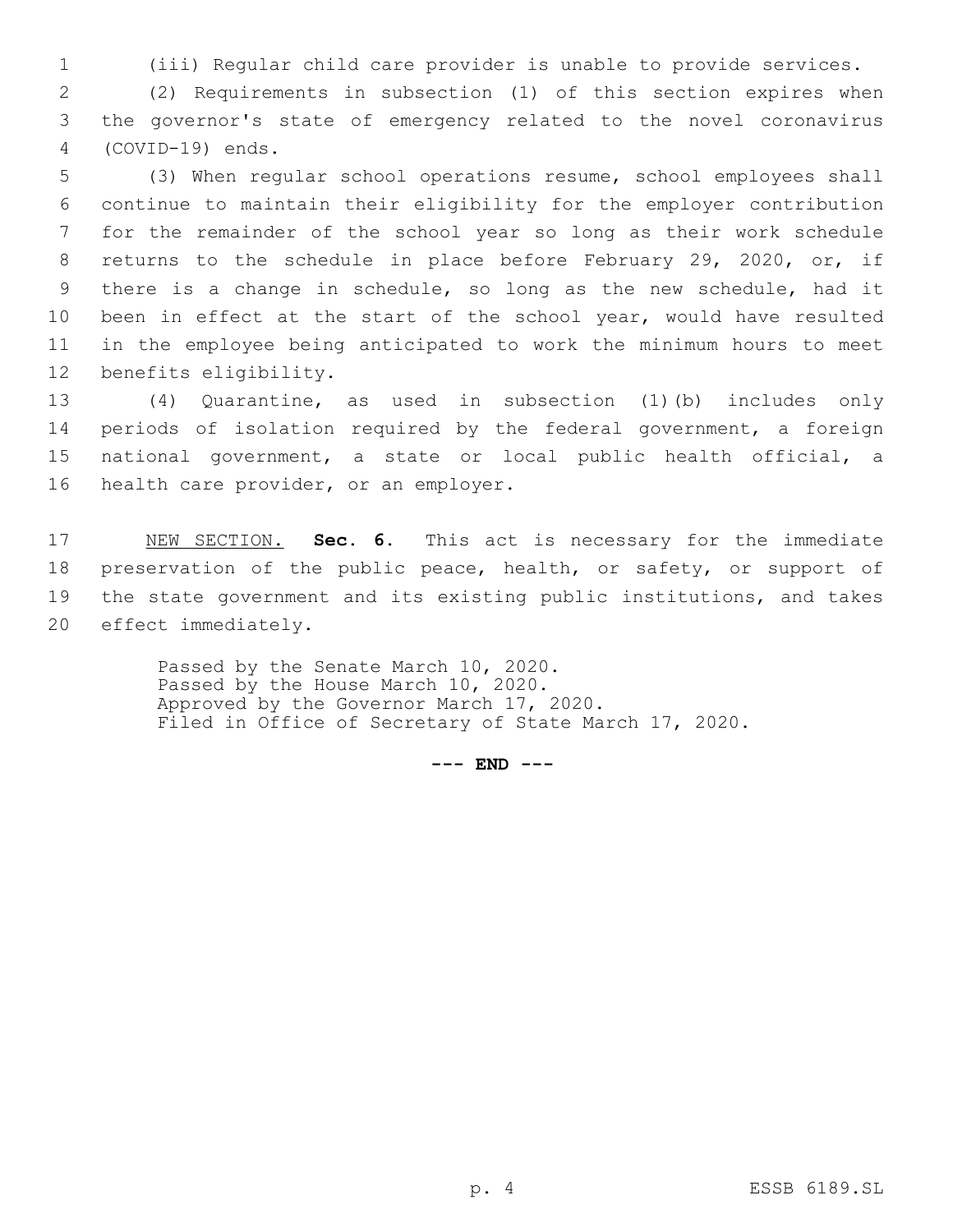(iii) Regular child care provider is unable to provide services.

(2) Requirements in subsection (1) of this section expires when the governor's state of emergency related to the novel coronavirus (COVID-19) ends.

(3) When regular school operations resume, school employees shall continue to maintain their eligibility for the employer contribution for the remainder of the school year so long as their work schedule returns to the schedule in place before February 29, 2020, or, if there is a change in schedule, so long as the new schedule, had it been in effect at the start of the school year, would have resulted in the employee being anticipated to work the minimum hours to meet benefits eligibility.

(4) Quarantine, as used in subsection (1)(b) includes only periods of isolation required by the federal government, a foreign national government, a state or local public health official, a health care provider, or an employer.

NEW SECTION. **Sec. 6.** This act is necessary for the immediate preservation of the public peace, health, or safety, or support of the state government and its existing public institutions, and takes effect immediately.

Passed by the Senate March 10, 2020.
Passed by the House March 10, 2020.
Approved by the Governor March 17, 2020.
Filed in Office of Secretary of State March 17, 2020.

**--- END ---**